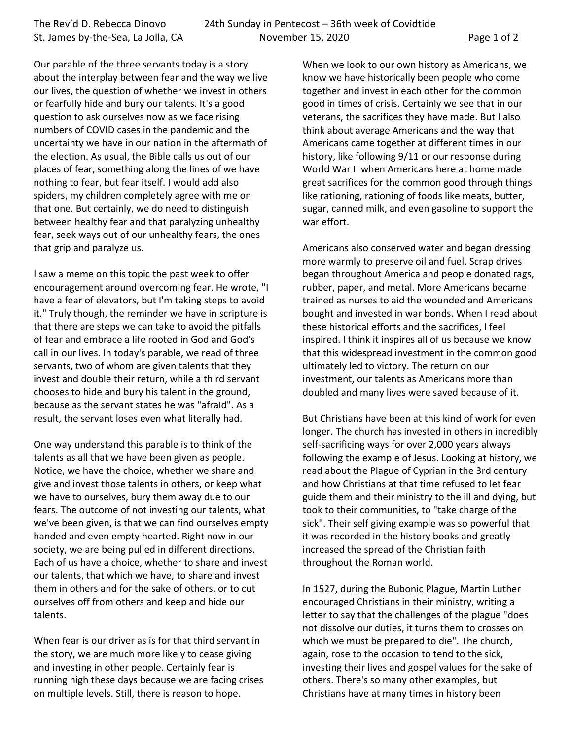Our parable of the three servants today is a story about the interplay between fear and the way we live our lives, the question of whether we invest in others or fearfully hide and bury our talents. It's a good question to ask ourselves now as we face rising numbers of COVID cases in the pandemic and the uncertainty we have in our nation in the aftermath of the election. As usual, the Bible calls us out of our places of fear, something along the lines of we have nothing to fear, but fear itself. I would add also spiders, my children completely agree with me on that one. But certainly, we do need to distinguish between healthy fear and that paralyzing unhealthy fear, seek ways out of our unhealthy fears, the ones that grip and paralyze us.

I saw a meme on this topic the past week to offer encouragement around overcoming fear. He wrote, "I have a fear of elevators, but I'm taking steps to avoid it." Truly though, the reminder we have in scripture is that there are steps we can take to avoid the pitfalls of fear and embrace a life rooted in God and God's call in our lives. In today's parable, we read of three servants, two of whom are given talents that they invest and double their return, while a third servant chooses to hide and bury his talent in the ground, because as the servant states he was "afraid". As a result, the servant loses even what literally had.

One way understand this parable is to think of the talents as all that we have been given as people. Notice, we have the choice, whether we share and give and invest those talents in others, or keep what we have to ourselves, bury them away due to our fears. The outcome of not investing our talents, what we've been given, is that we can find ourselves empty handed and even empty hearted. Right now in our society, we are being pulled in different directions. Each of us have a choice, whether to share and invest our talents, that which we have, to share and invest them in others and for the sake of others, or to cut ourselves off from others and keep and hide our talents.

When fear is our driver as is for that third servant in the story, we are much more likely to cease giving and investing in other people. Certainly fear is running high these days because we are facing crises on multiple levels. Still, there is reason to hope.

When we look to our own history as Americans, we know we have historically been people who come together and invest in each other for the common good in times of crisis. Certainly we see that in our veterans, the sacrifices they have made. But I also think about average Americans and the way that Americans came together at different times in our history, like following 9/11 or our response during World War II when Americans here at home made great sacrifices for the common good through things like rationing, rationing of foods like meats, butter, sugar, canned milk, and even gasoline to support the war effort.

Americans also conserved water and began dressing more warmly to preserve oil and fuel. Scrap drives began throughout America and people donated rags, rubber, paper, and metal. More Americans became trained as nurses to aid the wounded and Americans bought and invested in war bonds. When I read about these historical efforts and the sacrifices, I feel inspired. I think it inspires all of us because we know that this widespread investment in the common good ultimately led to victory. The return on our investment, our talents as Americans more than doubled and many lives were saved because of it.

But Christians have been at this kind of work for even longer. The church has invested in others in incredibly self-sacrificing ways for over 2,000 years always following the example of Jesus. Looking at history, we read about the Plague of Cyprian in the 3rd century and how Christians at that time refused to let fear guide them and their ministry to the ill and dying, but took to their communities, to "take charge of the sick". Their self giving example was so powerful that it was recorded in the history books and greatly increased the spread of the Christian faith throughout the Roman world.

In 1527, during the Bubonic Plague, Martin Luther encouraged Christians in their ministry, writing a letter to say that the challenges of the plague "does not dissolve our duties, it turns them to crosses on which we must be prepared to die". The church, again, rose to the occasion to tend to the sick, investing their lives and gospel values for the sake of others. There's so many other examples, but Christians have at many times in history been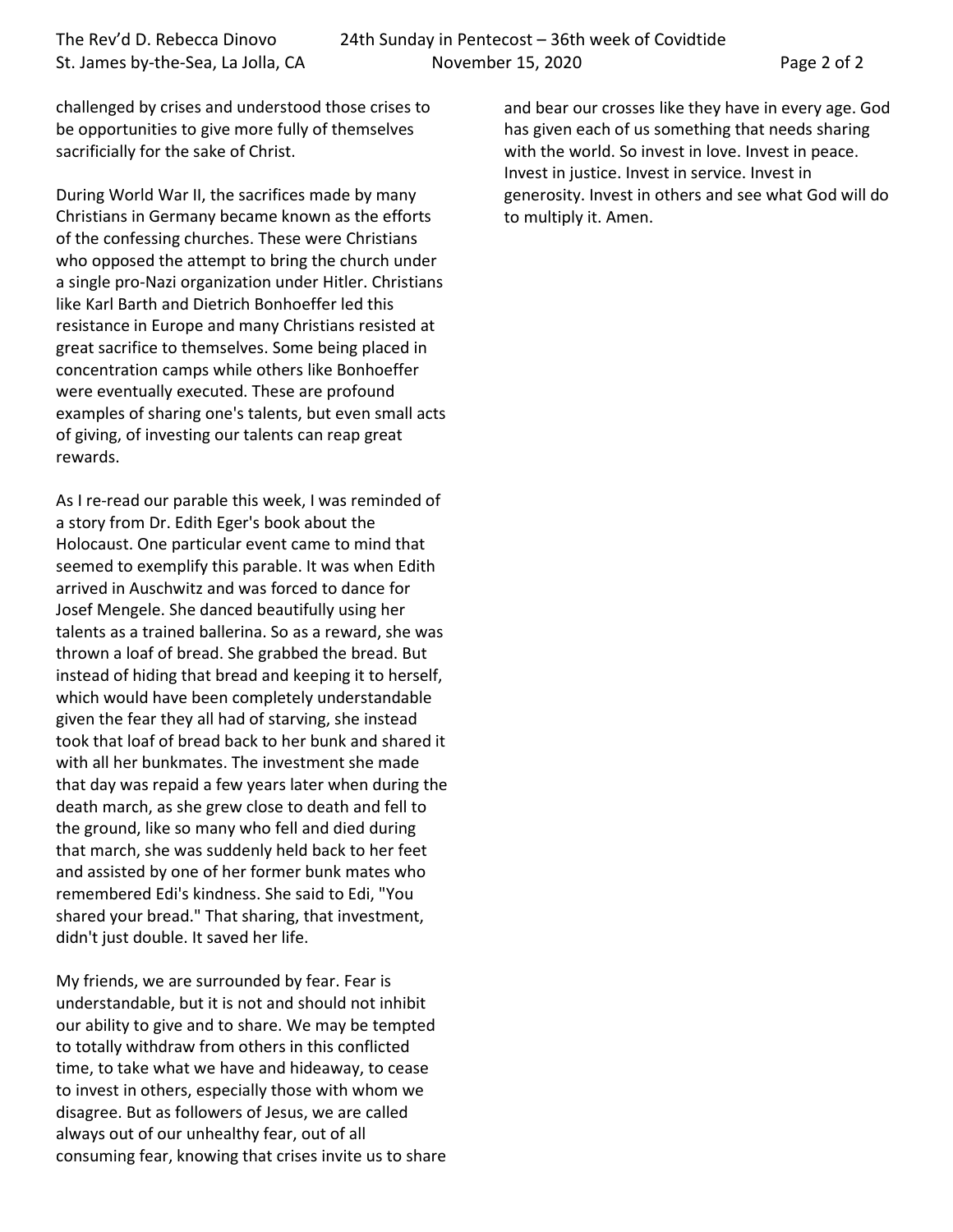challenged by crises and understood those crises to be opportunities to give more fully of themselves sacrificially for the sake of Christ.

During World War II, the sacrifices made by many Christians in Germany became known as the efforts of the confessing churches. These were Christians who opposed the attempt to bring the church under a single pro-Nazi organization under Hitler. Christians like Karl Barth and Dietrich Bonhoeffer led this resistance in Europe and many Christians resisted at great sacrifice to themselves. Some being placed in concentration camps while others like Bonhoeffer were eventually executed. These are profound examples of sharing one's talents, but even small acts of giving, of investing our talents can reap great rewards.

As I re-read our parable this week, I was reminded of a story from Dr. Edith Eger's book about the Holocaust. One particular event came to mind that seemed to exemplify this parable. It was when Edith arrived in Auschwitz and was forced to dance for Josef Mengele. She danced beautifully using her talents as a trained ballerina. So as a reward, she was thrown a loaf of bread. She grabbed the bread. But instead of hiding that bread and keeping it to herself, which would have been completely understandable given the fear they all had of starving, she instead took that loaf of bread back to her bunk and shared it with all her bunkmates. The investment she made that day was repaid a few years later when during the death march, as she grew close to death and fell to the ground, like so many who fell and died during that march, she was suddenly held back to her feet and assisted by one of her former bunk mates who remembered Edi's kindness. She said to Edi, "You shared your bread." That sharing, that investment, didn't just double. It saved her life.

My friends, we are surrounded by fear. Fear is understandable, but it is not and should not inhibit our ability to give and to share. We may be tempted to totally withdraw from others in this conflicted time, to take what we have and hideaway, to cease to invest in others, especially those with whom we disagree. But as followers of Jesus, we are called always out of our unhealthy fear, out of all consuming fear, knowing that crises invite us to share and bear our crosses like they have in every age. God has given each of us something that needs sharing with the world. So invest in love. Invest in peace. Invest in justice. Invest in service. Invest in generosity. Invest in others and see what God will do to multiply it. Amen.